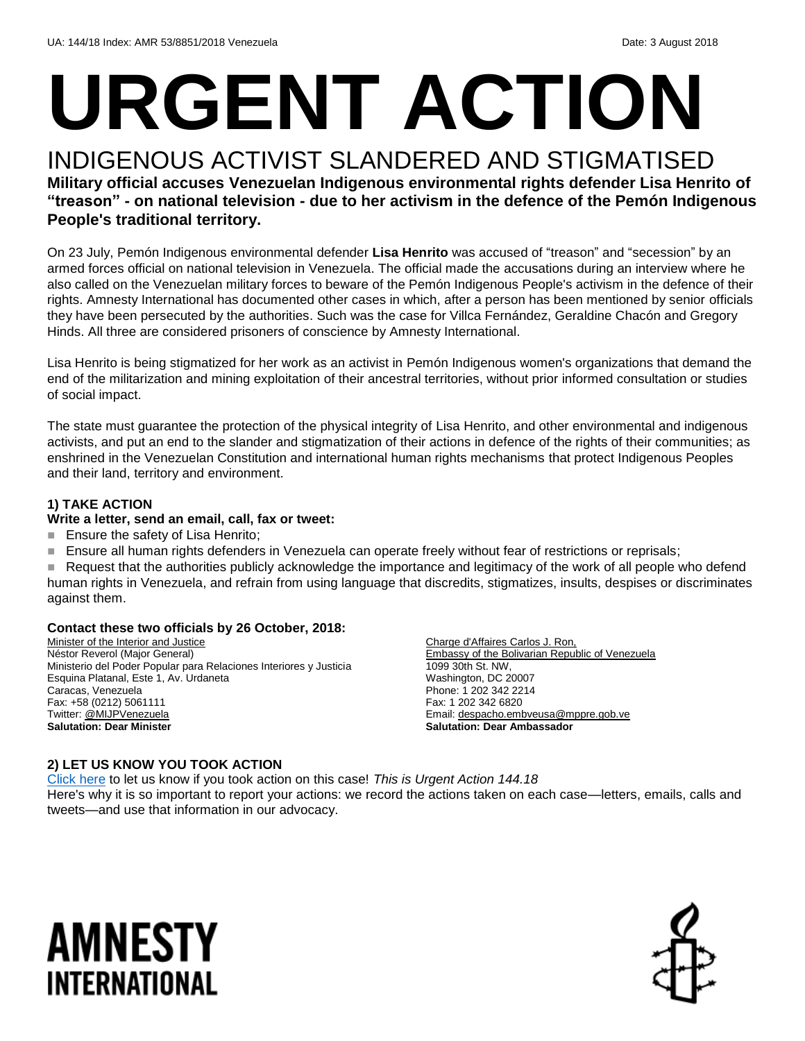UA: 144/18 Index: AMR 53/8851/2018 Venezuela Date: 3 August 2018

# URGENT ACTION

## INDIGENOUS ACTIVIST SLANDERED AND STIGMATISED

**Military official accuses Venezuelan Indigenous environmental rights defender Lisa Henrito of "treason" - on national television - due to her activism in the defence of the Pemón Indigenous People's traditional territory.**

On 23 July, Pemón Indigenous environmental defender **Lisa Henrito** was accused of "treason" and "secession" by an armed forces official on national television in Venezuela. The official made the accusations during an interview where he also called on the Venezuelan military forces to beware of the Pemón Indigenous People's activism in the defence of their rights. Amnesty International has documented other cases in which, after a person has been mentioned by senior officials they have been persecuted by the authorities. Such was the case for Villca Fernández, Geraldine Chacón and Gregory Hinds. All three are considered prisoners of conscience by Amnesty International.

Lisa Henrito is being stigmatized for her work as an activist in Pemón Indigenous women's organizations that demand the end of the militarization and mining exploitation of their ancestral territories, without prior informed consultation or studies of social impact.

The state must guarantee the protection of the physical integrity of Lisa Henrito, and other environmental and indigenous activists, and put an end to the slander and stigmatization of their actions in defence of the rights of their communities; as enshrined in the Venezuelan Constitution and international human rights mechanisms that protect Indigenous Peoples and their land, territory and environment.

### 1) TAKE ACTION

**Write a letter, send an email, call, fax or tweet:**

- Ensure the safety of Lisa Henrito;
- Ensure all human rights defenders in Venezuela can operate freely without fear of restrictions or reprisals;
- Request that the authorities publicly acknowledge the importance and legitimacy of the work of all people who defend human rights in Venezuela, and refrain from using language that discredits, stigmatizes, insults, despises or discriminates against them.

**Contact these two officials by 26 October, 2018:**

Minister of the Interior and Justice
Néstor Reverol (Major General)
Ministerio del Poder Popular para Relaciones Interiores y Justicia
Esquina Platanal, Este 1, Av. Urdaneta
Caracas, Venezuela
Fax: +58 (0212) 5061111
Twitter: @MIJPVenezuela
**Salutation: Dear Minister**

Charge d'Affaires Carlos J. Ron,
Embassy of the Bolivarian Republic of Venezuela
1099 30th St. NW,
Washington, DC 20007
Phone: 1 202 342 2214
Fax: 1 202 342 6820
Email: despacho.embveusa@mppre.gob.ve
**Salutation: Dear Ambassador**

### 2) LET US KNOW YOU TOOK ACTION

Click here to let us know if you took action on this case! *This is Urgent Action 144.18*
Here's why it is so important to report your actions: we record the actions taken on each case—letters, emails, calls and tweets—and use that information in our advocacy.

AMNESTY INTERNATIONAL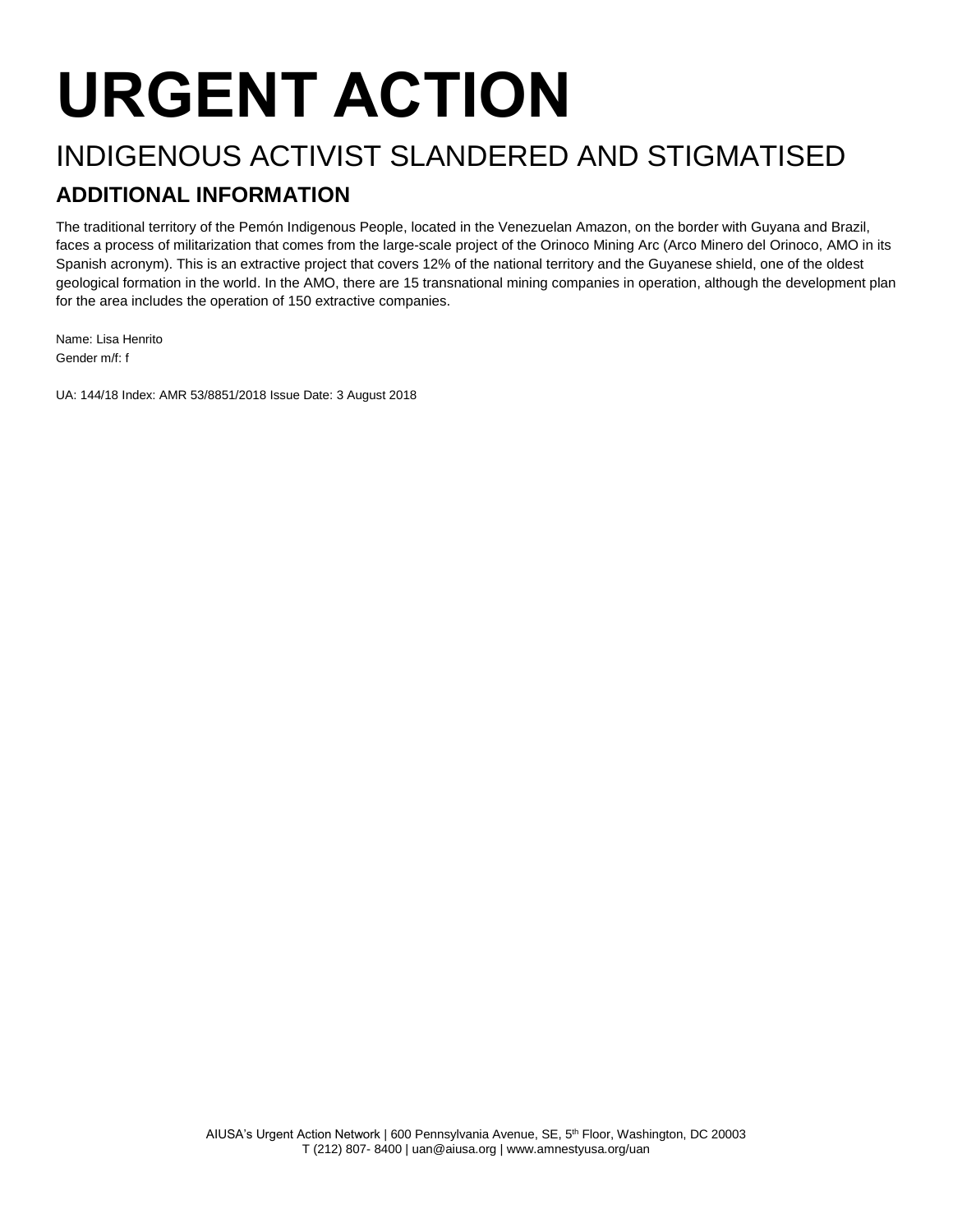# URGENT ACTION

## INDIGENOUS ACTIVIST SLANDERED AND STIGMATISED

### ADDITIONAL INFORMATION

The traditional territory of the Pemón Indigenous People, located in the Venezuelan Amazon, on the border with Guyana and Brazil, faces a process of militarization that comes from the large-scale project of the Orinoco Mining Arc (Arco Minero del Orinoco, AMO in its Spanish acronym). This is an extractive project that covers 12% of the national territory and the Guyanese shield, one of the oldest geological formation in the world. In the AMO, there are 15 transnational mining companies in operation, although the development plan for the area includes the operation of 150 extractive companies.

Name: Lisa Henrito
Gender m/f: f

UA: 144/18 Index: AMR 53/8851/2018 Issue Date: 3 August 2018